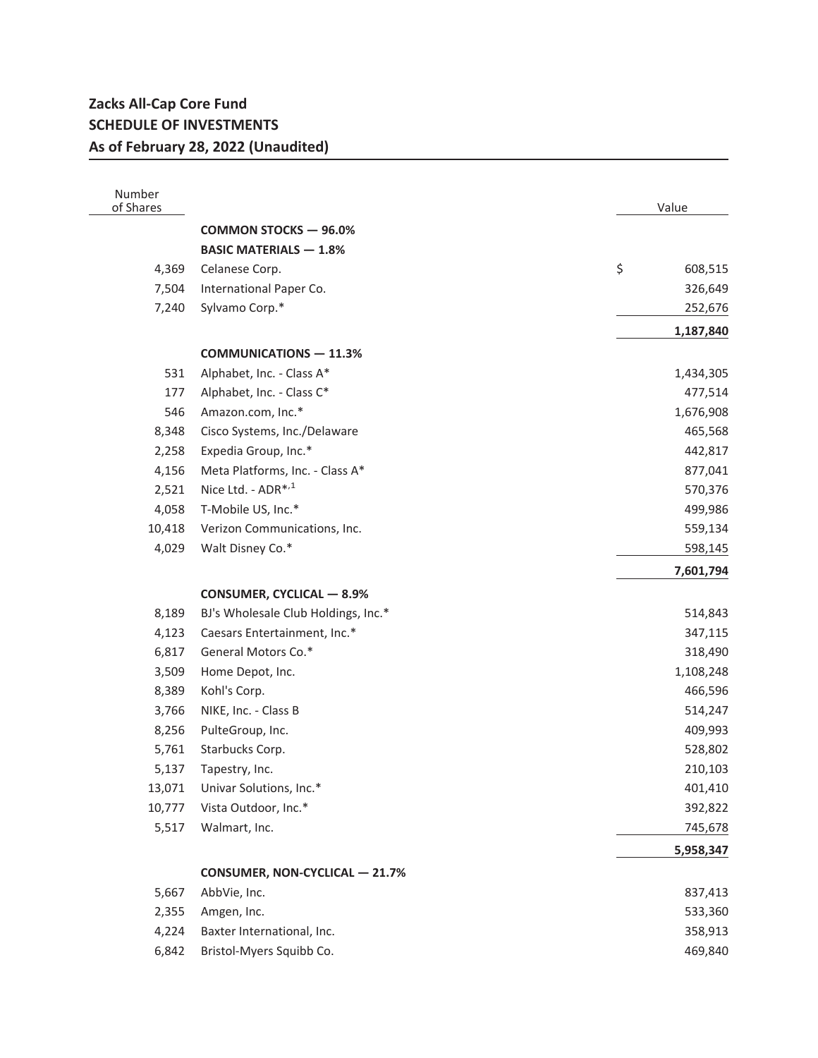# Zacks All-Cap Core Fund
## SCHEDULE OF INVESTMENTS
### As of February 28, 2022 (Unaudited)

| Number of Shares | | Value |
|---|---|---|
| | **COMMON STOCKS — 96.0%** | |
| | **BASIC MATERIALS — 1.8%** | |
| 4,369 | Celanese Corp. | $ 608,515 |
| 7,504 | International Paper Co. | 326,649 |
| 7,240 | Sylvamo Corp.* | 252,676 |
| | | **1,187,840** |
| | **COMMUNICATIONS — 11.3%** | |
| 531 | Alphabet, Inc. - Class A* | 1,434,305 |
| 177 | Alphabet, Inc. - Class C* | 477,514 |
| 546 | Amazon.com, Inc.* | 1,676,908 |
| 8,348 | Cisco Systems, Inc./Delaware | 465,568 |
| 2,258 | Expedia Group, Inc.* | 442,817 |
| 4,156 | Meta Platforms, Inc. - Class A* | 877,041 |
| 2,521 | Nice Ltd. - ADR*,[1] | 570,376 |
| 4,058 | T-Mobile US, Inc.* | 499,986 |
| 10,418 | Verizon Communications, Inc. | 559,134 |
| 4,029 | Walt Disney Co.* | 598,145 |
| | | **7,601,794** |
| | **CONSUMER, CYCLICAL — 8.9%** | |
| 8,189 | BJ's Wholesale Club Holdings, Inc.* | 514,843 |
| 4,123 | Caesars Entertainment, Inc.* | 347,115 |
| 6,817 | General Motors Co.* | 318,490 |
| 3,509 | Home Depot, Inc. | 1,108,248 |
| 8,389 | Kohl's Corp. | 466,596 |
| 3,766 | NIKE, Inc. - Class B | 514,247 |
| 8,256 | PulteGroup, Inc. | 409,993 |
| 5,761 | Starbucks Corp. | 528,802 |
| 5,137 | Tapestry, Inc. | 210,103 |
| 13,071 | Univar Solutions, Inc.* | 401,410 |
| 10,777 | Vista Outdoor, Inc.* | 392,822 |
| 5,517 | Walmart, Inc. | 745,678 |
| | | **5,958,347** |
| | **CONSUMER, NON-CYCLICAL — 21.7%** | |
| 5,667 | AbbVie, Inc. | 837,413 |
| 2,355 | Amgen, Inc. | 533,360 |
| 4,224 | Baxter International, Inc. | 358,913 |
| 6,842 | Bristol-Myers Squibb Co. | 469,840 |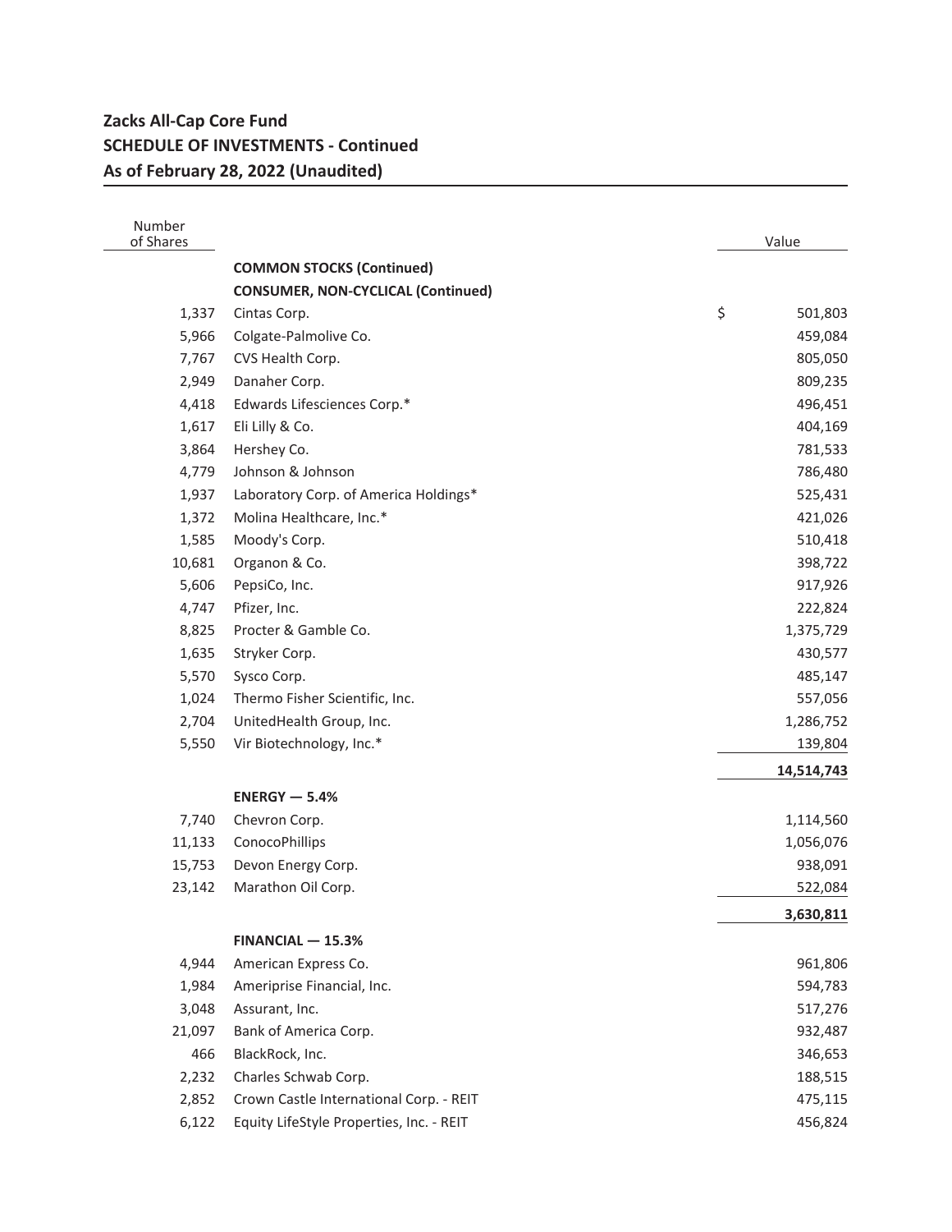# Zacks All-Cap Core Fund
## SCHEDULE OF INVESTMENTS - Continued
### As of February 28, 2022 (Unaudited)

| Number of Shares | | Value |
|---|---|---|
| | **COMMON STOCKS (Continued)** | |
| | **CONSUMER, NON-CYCLICAL (Continued)** | |
| 1,337 | Cintas Corp. | $ 501,803 |
| 5,966 | Colgate-Palmolive Co. | 459,084 |
| 7,767 | CVS Health Corp. | 805,050 |
| 2,949 | Danaher Corp. | 809,235 |
| 4,418 | Edwards Lifesciences Corp.* | 496,451 |
| 1,617 | Eli Lilly & Co. | 404,169 |
| 3,864 | Hershey Co. | 781,533 |
| 4,779 | Johnson & Johnson | 786,480 |
| 1,937 | Laboratory Corp. of America Holdings* | 525,431 |
| 1,372 | Molina Healthcare, Inc.* | 421,026 |
| 1,585 | Moody's Corp. | 510,418 |
| 10,681 | Organon & Co. | 398,722 |
| 5,606 | PepsiCo, Inc. | 917,926 |
| 4,747 | Pfizer, Inc. | 222,824 |
| 8,825 | Procter & Gamble Co. | 1,375,729 |
| 1,635 | Stryker Corp. | 430,577 |
| 5,570 | Sysco Corp. | 485,147 |
| 1,024 | Thermo Fisher Scientific, Inc. | 557,056 |
| 2,704 | UnitedHealth Group, Inc. | 1,286,752 |
| 5,550 | Vir Biotechnology, Inc.* | 139,804 |
| | | **14,514,743** |
| | **ENERGY — 5.4%** | |
| 7,740 | Chevron Corp. | 1,114,560 |
| 11,133 | ConocoPhillips | 1,056,076 |
| 15,753 | Devon Energy Corp. | 938,091 |
| 23,142 | Marathon Oil Corp. | 522,084 |
| | | **3,630,811** |
| | **FINANCIAL — 15.3%** | |
| 4,944 | American Express Co. | 961,806 |
| 1,984 | Ameriprise Financial, Inc. | 594,783 |
| 3,048 | Assurant, Inc. | 517,276 |
| 21,097 | Bank of America Corp. | 932,487 |
| 466 | BlackRock, Inc. | 346,653 |
| 2,232 | Charles Schwab Corp. | 188,515 |
| 2,852 | Crown Castle International Corp. - REIT | 475,115 |
| 6,122 | Equity LifeStyle Properties, Inc. - REIT | 456,824 |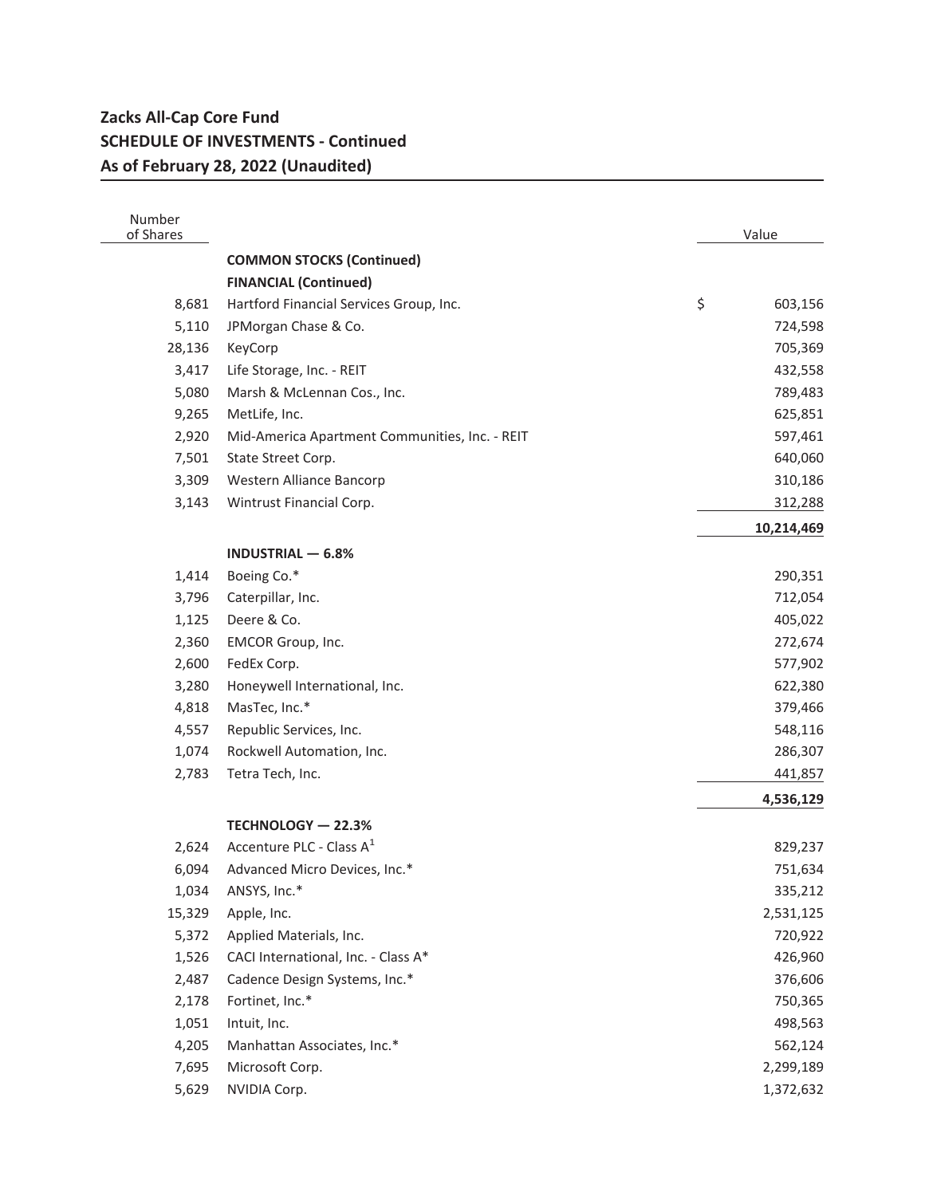**Zacks All-Cap Core Fund**
**SCHEDULE OF INVESTMENTS - Continued**
**As of February 28, 2022 (Unaudited)**

| Number of Shares | | Value |
|---|---|---|
| | **COMMON STOCKS (Continued)** | |
| | **FINANCIAL (Continued)** | |
| 8,681 | Hartford Financial Services Group, Inc. | $ 603,156 |
| 5,110 | JPMorgan Chase & Co. | 724,598 |
| 28,136 | KeyCorp | 705,369 |
| 3,417 | Life Storage, Inc. - REIT | 432,558 |
| 5,080 | Marsh & McLennan Cos., Inc. | 789,483 |
| 9,265 | MetLife, Inc. | 625,851 |
| 2,920 | Mid-America Apartment Communities, Inc. - REIT | 597,461 |
| 7,501 | State Street Corp. | 640,060 |
| 3,309 | Western Alliance Bancorp | 310,186 |
| 3,143 | Wintrust Financial Corp. | 312,288 |
| | | **10,214,469** |
| | **INDUSTRIAL — 6.8%** | |
| 1,414 | Boeing Co.* | 290,351 |
| 3,796 | Caterpillar, Inc. | 712,054 |
| 1,125 | Deere & Co. | 405,022 |
| 2,360 | EMCOR Group, Inc. | 272,674 |
| 2,600 | FedEx Corp. | 577,902 |
| 3,280 | Honeywell International, Inc. | 622,380 |
| 4,818 | MasTec, Inc.* | 379,466 |
| 4,557 | Republic Services, Inc. | 548,116 |
| 1,074 | Rockwell Automation, Inc. | 286,307 |
| 2,783 | Tetra Tech, Inc. | 441,857 |
| | | **4,536,129** |
| | **TECHNOLOGY — 22.3%** | |
| 2,624 | Accenture PLC - Class A[1] | 829,237 |
| 6,094 | Advanced Micro Devices, Inc.* | 751,634 |
| 1,034 | ANSYS, Inc.* | 335,212 |
| 15,329 | Apple, Inc. | 2,531,125 |
| 5,372 | Applied Materials, Inc. | 720,922 |
| 1,526 | CACI International, Inc. - Class A* | 426,960 |
| 2,487 | Cadence Design Systems, Inc.* | 376,606 |
| 2,178 | Fortinet, Inc.* | 750,365 |
| 1,051 | Intuit, Inc. | 498,563 |
| 4,205 | Manhattan Associates, Inc.* | 562,124 |
| 7,695 | Microsoft Corp. | 2,299,189 |
| 5,629 | NVIDIA Corp. | 1,372,632 |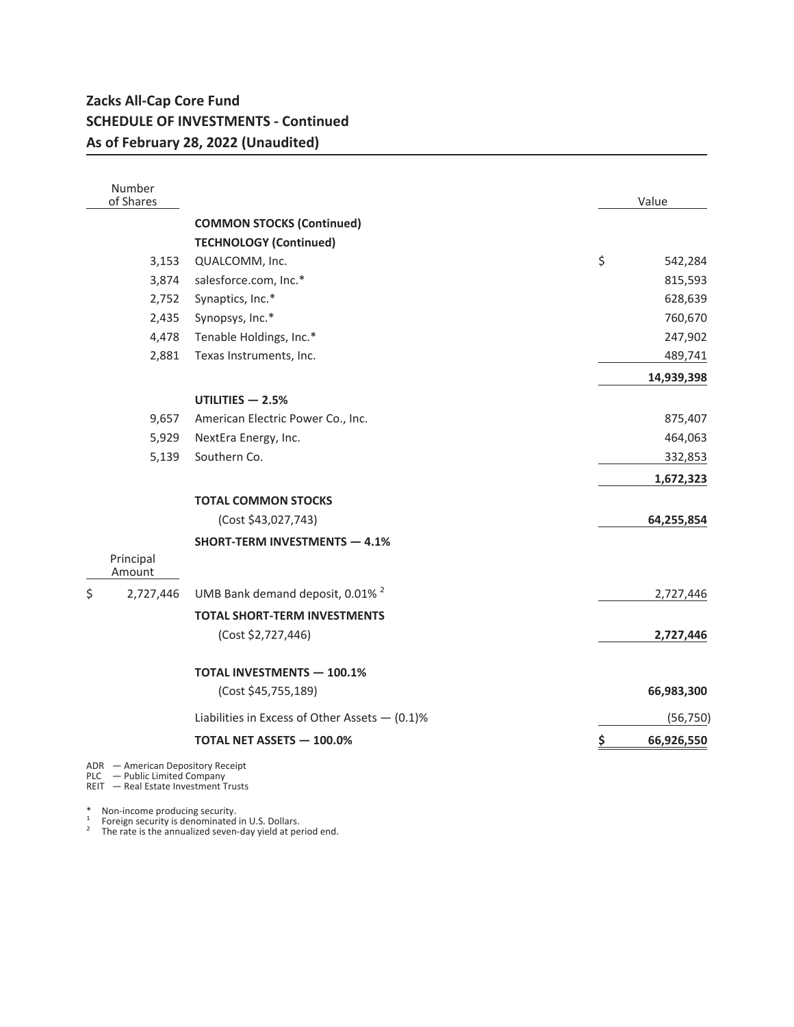## Zacks All-Cap Core Fund
## SCHEDULE OF INVESTMENTS - Continued
## As of February 28, 2022 (Unaudited)

| Number of Shares | | Value |
|---|---|---|
| | **COMMON STOCKS (Continued)** | |
| | **TECHNOLOGY (Continued)** | |
| 3,153 | QUALCOMM, Inc. | $ 542,284 |
| 3,874 | salesforce.com, Inc.* | 815,593 |
| 2,752 | Synaptics, Inc.* | 628,639 |
| 2,435 | Synopsys, Inc.* | 760,670 |
| 4,478 | Tenable Holdings, Inc.* | 247,902 |
| 2,881 | Texas Instruments, Inc. | 489,741 |
| | | **14,939,398** |
| | **UTILITIES — 2.5%** | |
| 9,657 | American Electric Power Co., Inc. | 875,407 |
| 5,929 | NextEra Energy, Inc. | 464,063 |
| 5,139 | Southern Co. | 332,853 |
| | | **1,672,323** |
| | **TOTAL COMMON STOCKS** | |
| | (Cost $43,027,743) | **64,255,854** |
| | **SHORT-TERM INVESTMENTS — 4.1%** | |
| **Principal Amount** | | |
| $ 2,727,446 | UMB Bank demand deposit, 0.01% [2] | 2,727,446 |
| | **TOTAL SHORT-TERM INVESTMENTS** | |
| | (Cost $2,727,446) | **2,727,446** |
| | **TOTAL INVESTMENTS — 100.1%** | |
| | (Cost $45,755,189) | **66,983,300** |
| | Liabilities in Excess of Other Assets — (0.1)% | (56,750) |
| | **TOTAL NET ASSETS — 100.0%** | **$ 66,926,550** |

ADR — American Depository Receipt
PLC — Public Limited Company
REIT — Real Estate Investment Trusts

\* Non-income producing security.
[1] Foreign security is denominated in U.S. Dollars.
[2] The rate is the annualized seven-day yield at period end.